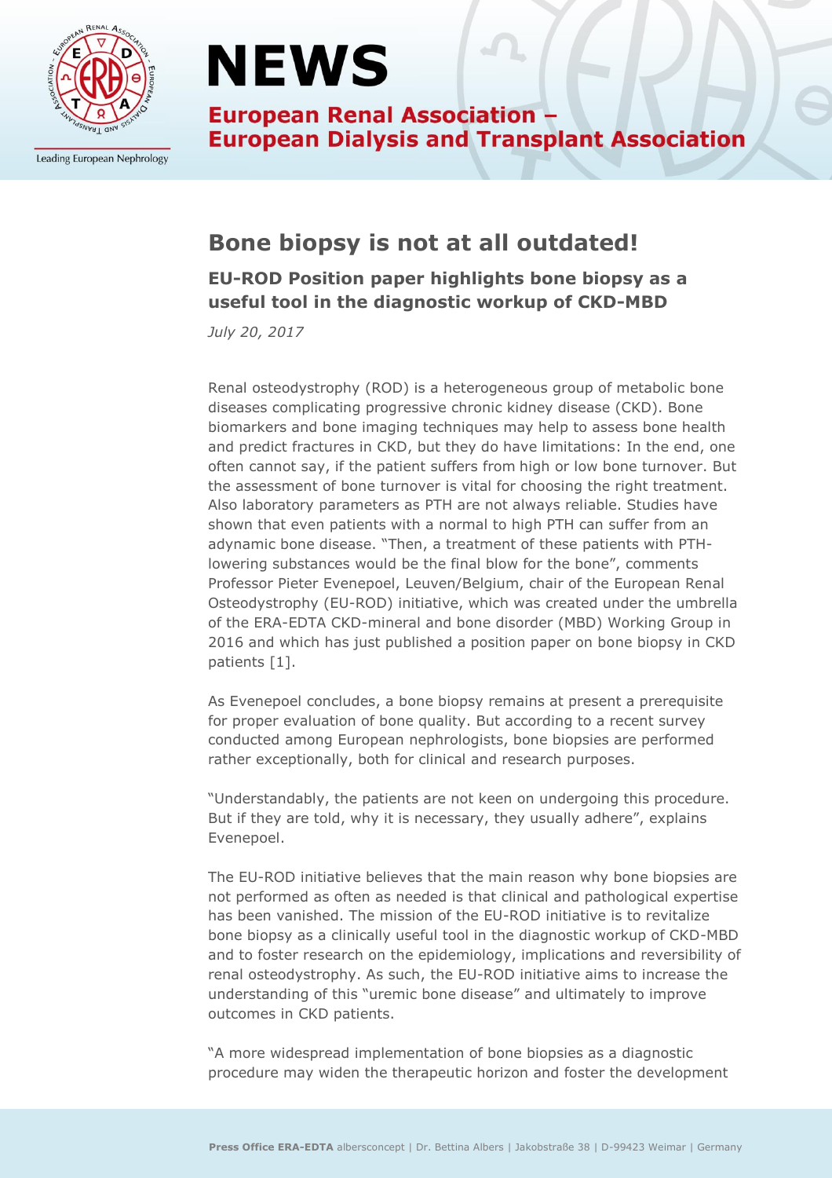# NEWS

**European Renal Association – European Dialysis and Transplant Association**

## Bone biopsy is not at all outdated!

### EU-ROD Position paper highlights bone biopsy as a useful tool in the diagnostic workup of CKD-MBD

*July 20, 2017*

Renal osteodystrophy (ROD) is a heterogeneous group of metabolic bone diseases complicating progressive chronic kidney disease (CKD). Bone biomarkers and bone imaging techniques may help to assess bone health and predict fractures in CKD, but they do have limitations: In the end, one often cannot say, if the patient suffers from high or low bone turnover. But the assessment of bone turnover is vital for choosing the right treatment. Also laboratory parameters as PTH are not always reliable. Studies have shown that even patients with a normal to high PTH can suffer from an adynamic bone disease. "Then, a treatment of these patients with PTH-lowering substances would be the final blow for the bone", comments Professor Pieter Evenepoel, Leuven/Belgium, chair of the European Renal Osteodystrophy (EU-ROD) initiative, which was created under the umbrella of the ERA-EDTA CKD-mineral and bone disorder (MBD) Working Group in 2016 and which has just published a position paper on bone biopsy in CKD patients [1].

As Evenepoel concludes, a bone biopsy remains at present a prerequisite for proper evaluation of bone quality. But according to a recent survey conducted among European nephrologists, bone biopsies are performed rather exceptionally, both for clinical and research purposes.

"Understandably, the patients are not keen on undergoing this procedure. But if they are told, why it is necessary, they usually adhere", explains Evenepoel.

The EU-ROD initiative believes that the main reason why bone biopsies are not performed as often as needed is that clinical and pathological expertise has been vanished. The mission of the EU-ROD initiative is to revitalize bone biopsy as a clinically useful tool in the diagnostic workup of CKD-MBD and to foster research on the epidemiology, implications and reversibility of renal osteodystrophy. As such, the EU-ROD initiative aims to increase the understanding of this "uremic bone disease" and ultimately to improve outcomes in CKD patients.

"A more widespread implementation of bone biopsies as a diagnostic procedure may widen the therapeutic horizon and foster the development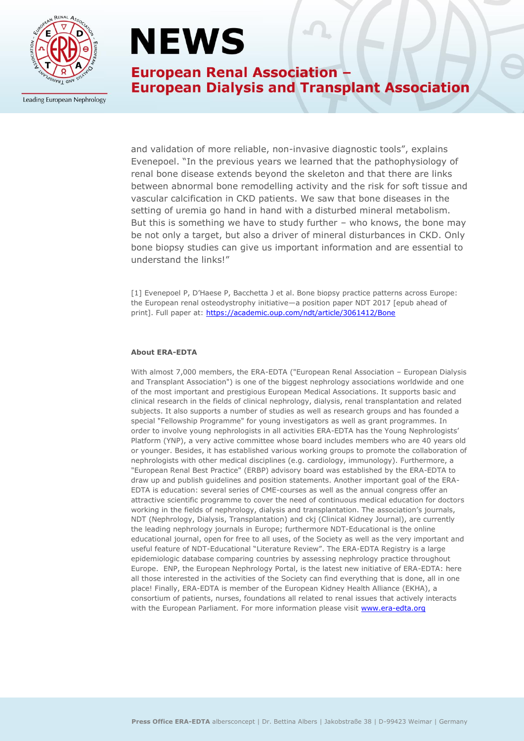and validation of more reliable, non-invasive diagnostic tools", explains Evenepoel. "In the previous years we learned that the pathophysiology of renal bone disease extends beyond the skeleton and that there are links between abnormal bone remodelling activity and the risk for soft tissue and vascular calcification in CKD patients. We saw that bone diseases in the setting of uremia go hand in hand with a disturbed mineral metabolism. But this is something we have to study further – who knows, the bone may be not only a target, but also a driver of mineral disturbances in CKD. Only bone biopsy studies can give us important information and are essential to understand the links!"

[1] Evenepoel P, D'Haese P, Bacchetta J et al. Bone biopsy practice patterns across Europe: the European renal osteodystrophy initiative—a position paper NDT 2017 [epub ahead of print]. Full paper at: https://academic.oup.com/ndt/article/3061412/Bone

**About ERA-EDTA**

With almost 7,000 members, the ERA-EDTA ("European Renal Association – European Dialysis and Transplant Association") is one of the biggest nephrology associations worldwide and one of the most important and prestigious European Medical Associations. It supports basic and clinical research in the fields of clinical nephrology, dialysis, renal transplantation and related subjects. It also supports a number of studies as well as research groups and has founded a special "Fellowship Programme" for young investigators as well as grant programmes. In order to involve young nephrologists in all activities ERA-EDTA has the Young Nephrologists' Platform (YNP), a very active committee whose board includes members who are 40 years old or younger. Besides, it has established various working groups to promote the collaboration of nephrologists with other medical disciplines (e.g. cardiology, immunology). Furthermore, a "European Renal Best Practice" (ERBP) advisory board was established by the ERA-EDTA to draw up and publish guidelines and position statements. Another important goal of the ERA-EDTA is education: several series of CME-courses as well as the annual congress offer an attractive scientific programme to cover the need of continuous medical education for doctors working in the fields of nephrology, dialysis and transplantation. The association's journals, NDT (Nephrology, Dialysis, Transplantation) and ckj (Clinical Kidney Journal), are currently the leading nephrology journals in Europe; furthermore NDT-Educational is the online educational journal, open for free to all uses, of the Society as well as the very important and useful feature of NDT-Educational "Literature Review". The ERA-EDTA Registry is a large epidemiologic database comparing countries by assessing nephrology practice throughout Europe. ENP, the European Nephrology Portal, is the latest new initiative of ERA-EDTA: here all those interested in the activities of the Society can find everything that is done, all in one place! Finally, ERA-EDTA is member of the European Kidney Health Alliance (EKHA), a consortium of patients, nurses, foundations all related to renal issues that actively interacts with the European Parliament. For more information please visit www.era-edta.org